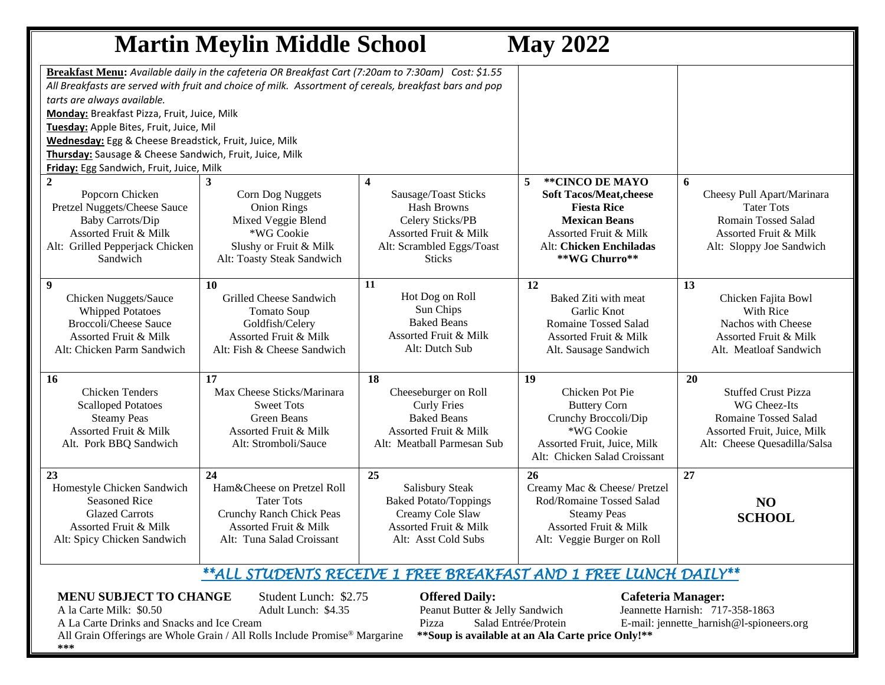# Martin Meylin Middle School May 2022

**Breakfast Menu:** *Available daily in the cafeteria OR Breakfast Cart (7:20am to 7:30am) Cost: $1.55*
*All Breakfasts are served with fruit and choice of milk. Assortment of cereals, breakfast bars and pop tarts are always available.*
**Monday:** Breakfast Pizza, Fruit, Juice, Milk
**Tuesday:** Apple Bites, Fruit, Juice, Mil
**Wednesday:** Egg & Cheese Breadstick, Fruit, Juice, Milk
**Thursday:** Sausage & Cheese Sandwich, Fruit, Juice, Milk
**Friday:** Egg Sandwich, Fruit, Juice, Milk

| Monday | Tuesday | Wednesday | Thursday | Friday |
|---|---|---|---|---|
| **2**<br>Popcorn Chicken<br>Pretzel Nuggets/Cheese Sauce<br>Baby Carrots/Dip<br>Assorted Fruit & Milk<br>Alt: Grilled Pepperjack Chicken Sandwich | **3**<br>Corn Dog Nuggets<br>Onion Rings<br>Mixed Veggie Blend<br>*WG Cookie<br>Slushy or Fruit & Milk<br>Alt: Toasty Steak Sandwich | **4**<br>Sausage/Toast Sticks<br>Hash Browns<br>Celery Sticks/PB<br>Assorted Fruit & Milk<br>Alt: Scrambled Eggs/Toast Sticks | **5** **\*\*CINCO DE MAYO**<br>**Soft Tacos/Meat,cheese**<br>**Fiesta Rice**<br>**Mexican Beans**<br>Assorted Fruit & Milk<br>Alt: **Chicken Enchiladas**<br>**\*\*WG Churro\*\*** | **6**<br>Cheesy Pull Apart/Marinara<br>Tater Tots<br>Romain Tossed Salad<br>Assorted Fruit & Milk<br>Alt: Sloppy Joe Sandwich |
| **9**<br>Chicken Nuggets/Sauce<br>Whipped Potatoes<br>Broccoli/Cheese Sauce<br>Assorted Fruit & Milk<br>Alt: Chicken Parm Sandwich | **10**<br>Grilled Cheese Sandwich<br>Tomato Soup<br>Goldfish/Celery<br>Assorted Fruit & Milk<br>Alt: Fish & Cheese Sandwich | **11**<br>Hot Dog on Roll<br>Sun Chips<br>Baked Beans<br>Assorted Fruit & Milk<br>Alt: Dutch Sub | **12**<br>Baked Ziti with meat<br>Garlic Knot<br>Romaine Tossed Salad<br>Assorted Fruit & Milk<br>Alt. Sausage Sandwich | **13**<br>Chicken Fajita Bowl<br>With Rice<br>Nachos with Cheese<br>Assorted Fruit & Milk<br>Alt. Meatloaf Sandwich |
| **16**<br>Chicken Tenders<br>Scalloped Potatoes<br>Steamy Peas<br>Assorted Fruit & Milk<br>Alt. Pork BBQ Sandwich | **17**<br>Max Cheese Sticks/Marinara<br>Sweet Tots<br>Green Beans<br>Assorted Fruit & Milk<br>Alt: Stromboli/Sauce | **18**<br>Cheeseburger on Roll<br>Curly Fries<br>Baked Beans<br>Assorted Fruit & Milk<br>Alt: Meatball Parmesan Sub | **19**<br>Chicken Pot Pie<br>Buttery Corn<br>Crunchy Broccoli/Dip<br>*WG Cookie<br>Assorted Fruit, Juice, Milk<br>Alt: Chicken Salad Croissant | **20**<br>Stuffed Crust Pizza<br>WG Cheez-Its<br>Romaine Tossed Salad<br>Assorted Fruit, Juice, Milk<br>Alt: Cheese Quesadilla/Salsa |
| **23**<br>Homestyle Chicken Sandwich<br>Seasoned Rice<br>Glazed Carrots<br>Assorted Fruit & Milk<br>Alt: Spicy Chicken Sandwich | **24**<br>Ham&Cheese on Pretzel Roll<br>Tater Tots<br>Crunchy Ranch Chick Peas<br>Assorted Fruit & Milk<br>Alt: Tuna Salad Croissant | **25**<br>Salisbury Steak<br>Baked Potato/Toppings<br>Creamy Cole Slaw<br>Assorted Fruit & Milk<br>Alt: Asst Cold Subs | **26**<br>Creamy Mac & Cheese/ Pretzel Rod/Romaine Tossed Salad<br>Steamy Peas<br>Assorted Fruit & Milk<br>Alt: Veggie Burger on Roll | **27**<br>**NO SCHOOL** |

***\*\*ALL STUDENTS RECEIVE 1 FREE BREAKFAST AND 1 FREE LUNCH DAILY\*\****

**MENU SUBJECT TO CHANGE**
Student Lunch: $2.75
Adult Lunch: $4.35
A la Carte Milk: $0.50
A La Carte Drinks and Snacks and Ice Cream
All Grain Offerings are Whole Grain / All Rolls Include Promise® Margarine
\*\*\*

**Offered Daily:**
Peanut Butter & Jelly Sandwich
Pizza Salad Entrée/Protein
**\*\*Soup is available at an Ala Carte price Only!\*\***

**Cafeteria Manager:**
Jeannette Harnish: 717-358-1863
E-mail: jennette_harnish@l-spioneers.org